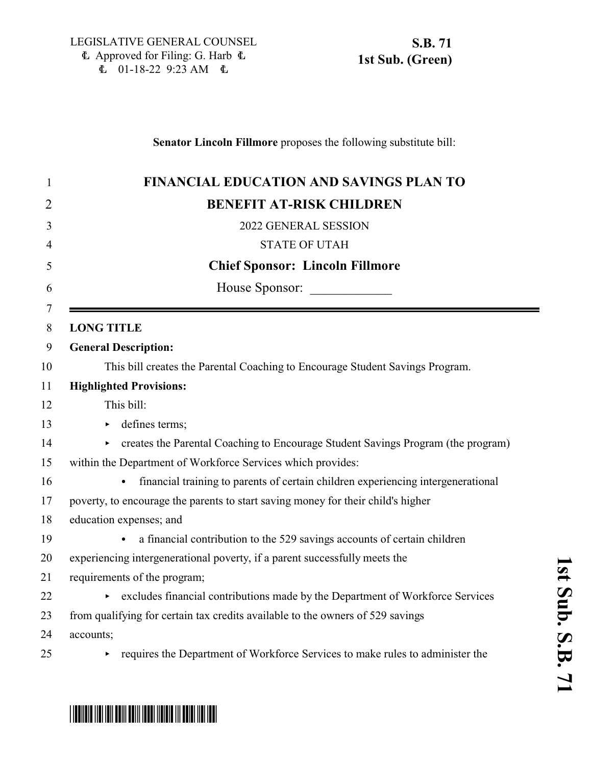LEGISLATIVE GENERAL COUNSEL
Approved for Filing: G. Harb
01-18-22 9:23 AM

**S.B. 71**
**1st Sub. (Green)**

**Senator Lincoln Fillmore** proposes the following substitute bill:

# FINANCIAL EDUCATION AND SAVINGS PLAN TO BENEFIT AT-RISK CHILDREN

2022 GENERAL SESSION

STATE OF UTAH

**Chief Sponsor: Lincoln Fillmore**

House Sponsor: ____________

**LONG TITLE**

**General Description:**

This bill creates the Parental Coaching to Encourage Student Savings Program.

**Highlighted Provisions:**

This bill:

- defines terms;
- creates the Parental Coaching to Encourage Student Savings Program (the program) within the Department of Workforce Services which provides:
  - financial training to parents of certain children experiencing intergenerational poverty, to encourage the parents to start saving money for their child's higher education expenses; and
  - a financial contribution to the 529 savings accounts of certain children experiencing intergenerational poverty, if a parent successfully meets the requirements of the program;
- excludes financial contributions made by the Department of Workforce Services from qualifying for certain tax credits available to the owners of 529 savings accounts;
- requires the Department of Workforce Services to make rules to administer the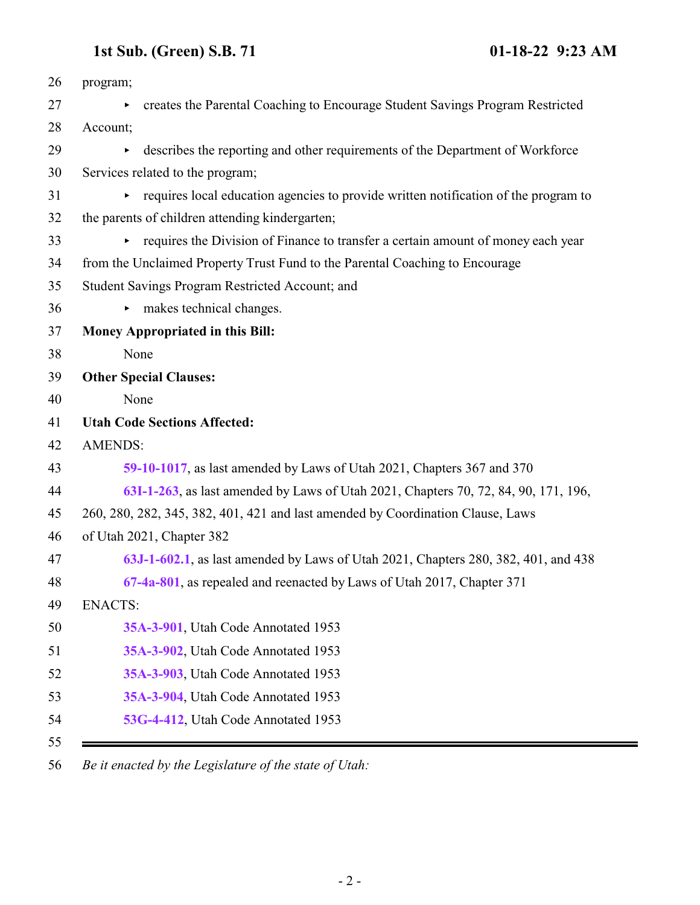program;

- creates the Parental Coaching to Encourage Student Savings Program Restricted Account;
- describes the reporting and other requirements of the Department of Workforce Services related to the program;
- requires local education agencies to provide written notification of the program to the parents of children attending kindergarten;
- requires the Division of Finance to transfer a certain amount of money each year from the Unclaimed Property Trust Fund to the Parental Coaching to Encourage Student Savings Program Restricted Account; and
- makes technical changes.

**Money Appropriated in this Bill:**

None

**Other Special Clauses:**

None

**Utah Code Sections Affected:**

AMENDS:

**59-10-1017**, as last amended by Laws of Utah 2021, Chapters 367 and 370

**63I-1-263**, as last amended by Laws of Utah 2021, Chapters 70, 72, 84, 90, 171, 196, 260, 280, 282, 345, 382, 401, 421 and last amended by Coordination Clause, Laws of Utah 2021, Chapter 382

**63J-1-602.1**, as last amended by Laws of Utah 2021, Chapters 280, 382, 401, and 438

**67-4a-801**, as repealed and reenacted by Laws of Utah 2017, Chapter 371

ENACTS:

**35A-3-901**, Utah Code Annotated 1953

**35A-3-902**, Utah Code Annotated 1953

**35A-3-903**, Utah Code Annotated 1953

**35A-3-904**, Utah Code Annotated 1953

**53G-4-412**, Utah Code Annotated 1953

---

*Be it enacted by the Legislature of the state of Utah:*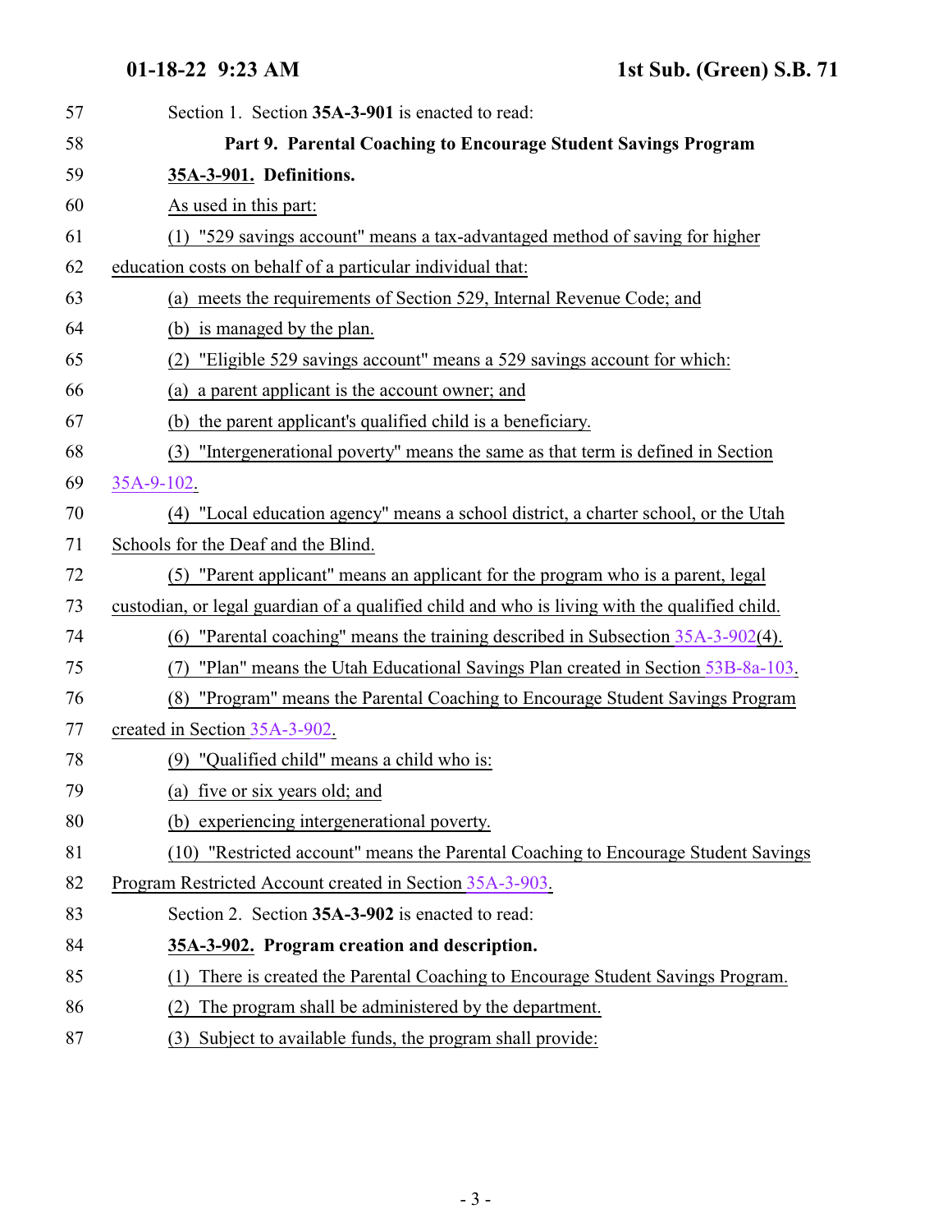Section 1. Section **35A-3-901** is enacted to read:

**Part 9. Parental Coaching to Encourage Student Savings Program**

**35A-3-901. Definitions.**

As used in this part:

(1) "529 savings account" means a tax-advantaged method of saving for higher education costs on behalf of a particular individual that:

(a) meets the requirements of Section 529, Internal Revenue Code; and

(b) is managed by the plan.

(2) "Eligible 529 savings account" means a 529 savings account for which:

(a) a parent applicant is the account owner; and

(b) the parent applicant's qualified child is a beneficiary.

(3) "Intergenerational poverty" means the same as that term is defined in Section 35A-9-102.

(4) "Local education agency" means a school district, a charter school, or the Utah Schools for the Deaf and the Blind.

(5) "Parent applicant" means an applicant for the program who is a parent, legal custodian, or legal guardian of a qualified child and who is living with the qualified child.

(6) "Parental coaching" means the training described in Subsection 35A-3-902(4).

(7) "Plan" means the Utah Educational Savings Plan created in Section 53B-8a-103.

(8) "Program" means the Parental Coaching to Encourage Student Savings Program created in Section 35A-3-902.

(9) "Qualified child" means a child who is:

(a) five or six years old; and

(b) experiencing intergenerational poverty.

(10) "Restricted account" means the Parental Coaching to Encourage Student Savings Program Restricted Account created in Section 35A-3-903.

Section 2. Section **35A-3-902** is enacted to read:

**35A-3-902. Program creation and description.**

(1) There is created the Parental Coaching to Encourage Student Savings Program.

(2) The program shall be administered by the department.

(3) Subject to available funds, the program shall provide: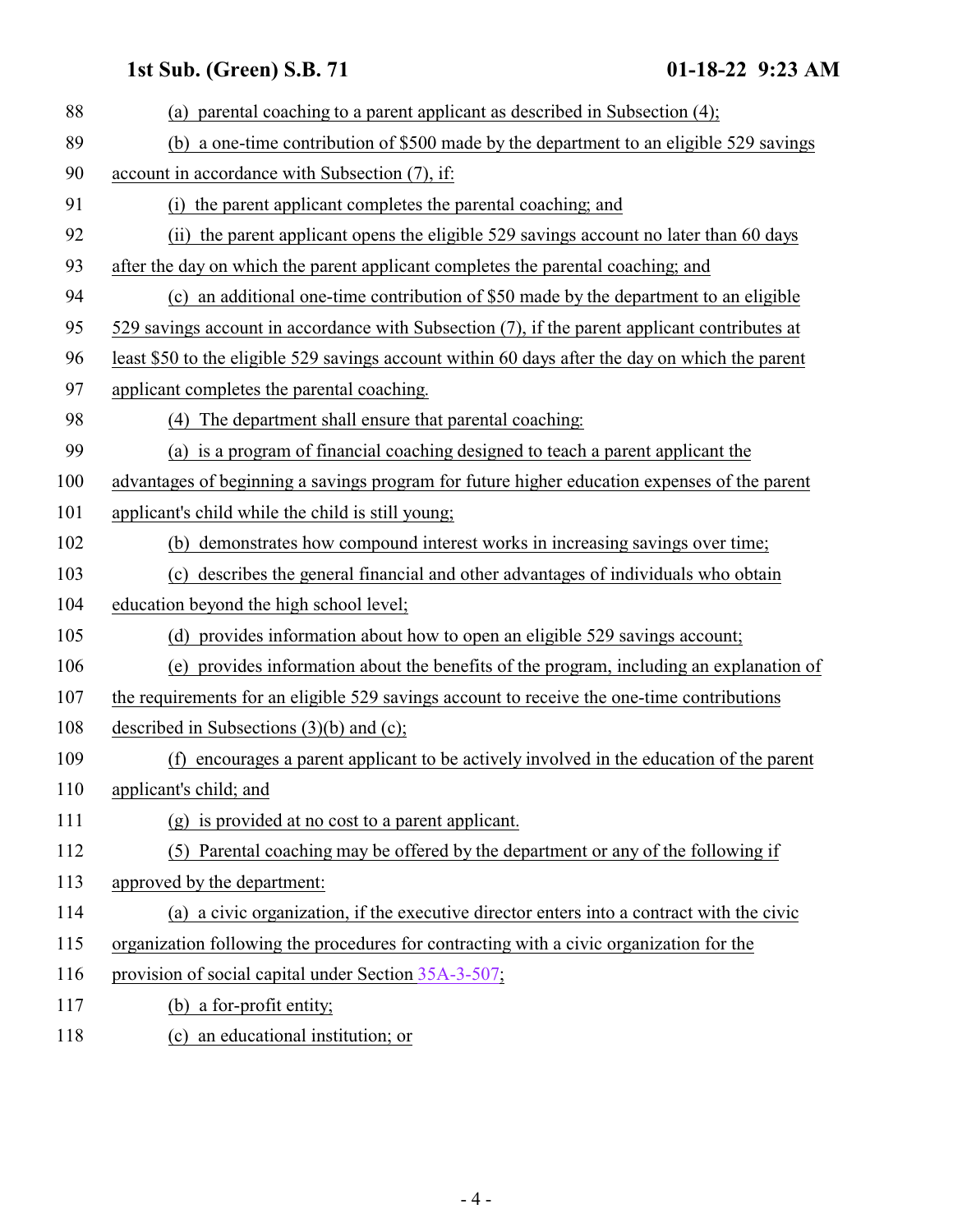88 (a) parental coaching to a parent applicant as described in Subsection (4);

89 (b) a one-time contribution of $500 made by the department to an eligible 529 savings

90 account in accordance with Subsection (7), if:

91 (i) the parent applicant completes the parental coaching; and

92 (ii) the parent applicant opens the eligible 529 savings account no later than 60 days

93 after the day on which the parent applicant completes the parental coaching; and

94 (c) an additional one-time contribution of $50 made by the department to an eligible

95 529 savings account in accordance with Subsection (7), if the parent applicant contributes at

96 least $50 to the eligible 529 savings account within 60 days after the day on which the parent

97 applicant completes the parental coaching.

98 (4) The department shall ensure that parental coaching:

99 (a) is a program of financial coaching designed to teach a parent applicant the

100 advantages of beginning a savings program for future higher education expenses of the parent

101 applicant's child while the child is still young;

102 (b) demonstrates how compound interest works in increasing savings over time;

103 (c) describes the general financial and other advantages of individuals who obtain

104 education beyond the high school level;

105 (d) provides information about how to open an eligible 529 savings account;

106 (e) provides information about the benefits of the program, including an explanation of

107 the requirements for an eligible 529 savings account to receive the one-time contributions

108 described in Subsections (3)(b) and (c);

109 (f) encourages a parent applicant to be actively involved in the education of the parent

110 applicant's child; and

111 (g) is provided at no cost to a parent applicant.

112 (5) Parental coaching may be offered by the department or any of the following if

113 approved by the department:

114 (a) a civic organization, if the executive director enters into a contract with the civic

115 organization following the procedures for contracting with a civic organization for the

116 provision of social capital under Section 35A-3-507;

117 (b) a for-profit entity;

118 (c) an educational institution; or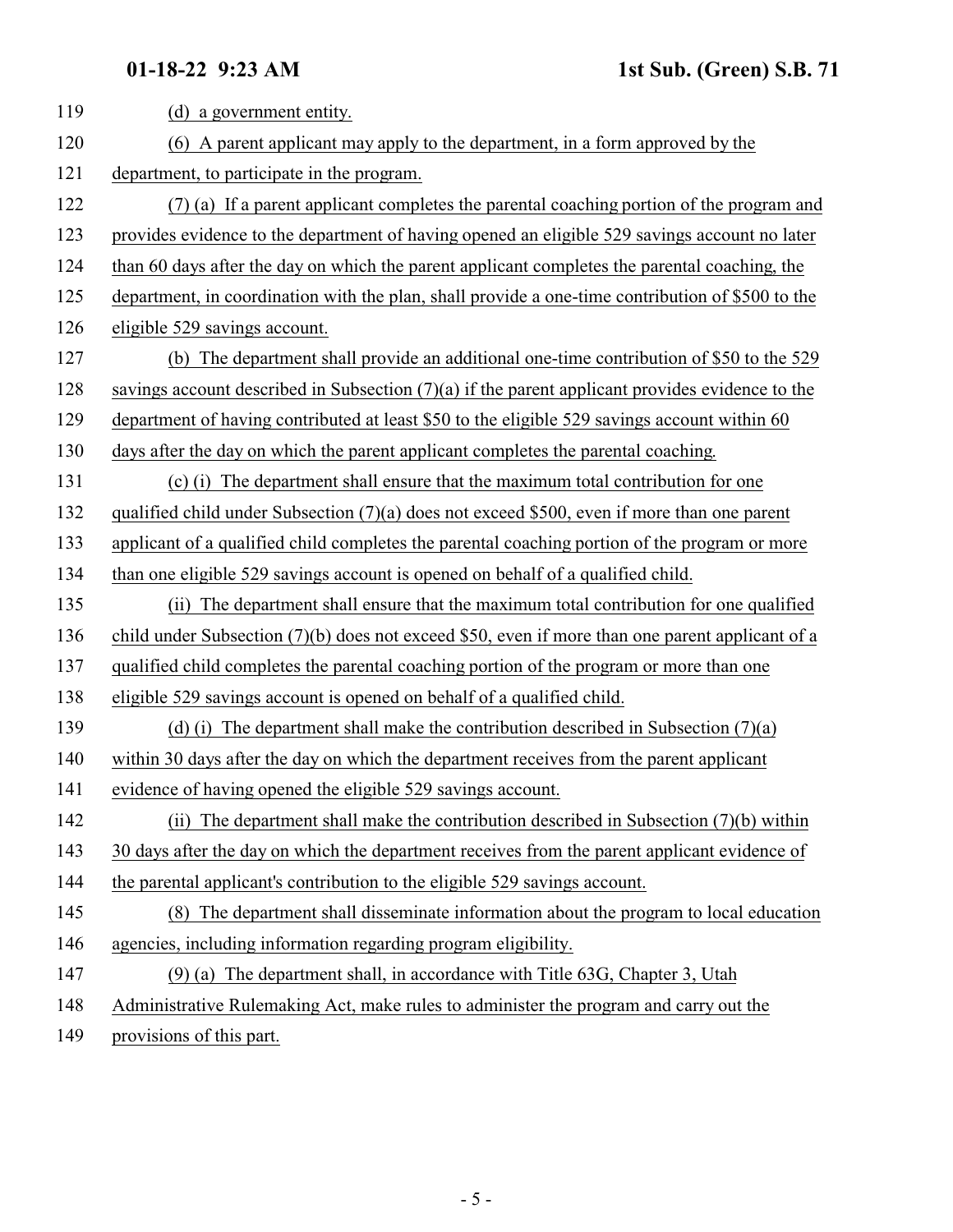(d) a government entity.

(6) A parent applicant may apply to the department, in a form approved by the department, to participate in the program.

(7) (a) If a parent applicant completes the parental coaching portion of the program and provides evidence to the department of having opened an eligible 529 savings account no later than 60 days after the day on which the parent applicant completes the parental coaching, the department, in coordination with the plan, shall provide a one-time contribution of $500 to the eligible 529 savings account.

(b) The department shall provide an additional one-time contribution of $50 to the 529 savings account described in Subsection (7)(a) if the parent applicant provides evidence to the department of having contributed at least $50 to the eligible 529 savings account within 60 days after the day on which the parent applicant completes the parental coaching.

(c) (i) The department shall ensure that the maximum total contribution for one qualified child under Subsection (7)(a) does not exceed $500, even if more than one parent applicant of a qualified child completes the parental coaching portion of the program or more than one eligible 529 savings account is opened on behalf of a qualified child.

(ii) The department shall ensure that the maximum total contribution for one qualified child under Subsection (7)(b) does not exceed $50, even if more than one parent applicant of a qualified child completes the parental coaching portion of the program or more than one eligible 529 savings account is opened on behalf of a qualified child.

(d) (i) The department shall make the contribution described in Subsection (7)(a) within 30 days after the day on which the department receives from the parent applicant evidence of having opened the eligible 529 savings account.

(ii) The department shall make the contribution described in Subsection (7)(b) within 30 days after the day on which the department receives from the parent applicant evidence of the parental applicant's contribution to the eligible 529 savings account.

(8) The department shall disseminate information about the program to local education agencies, including information regarding program eligibility.

(9) (a) The department shall, in accordance with Title 63G, Chapter 3, Utah Administrative Rulemaking Act, make rules to administer the program and carry out the provisions of this part.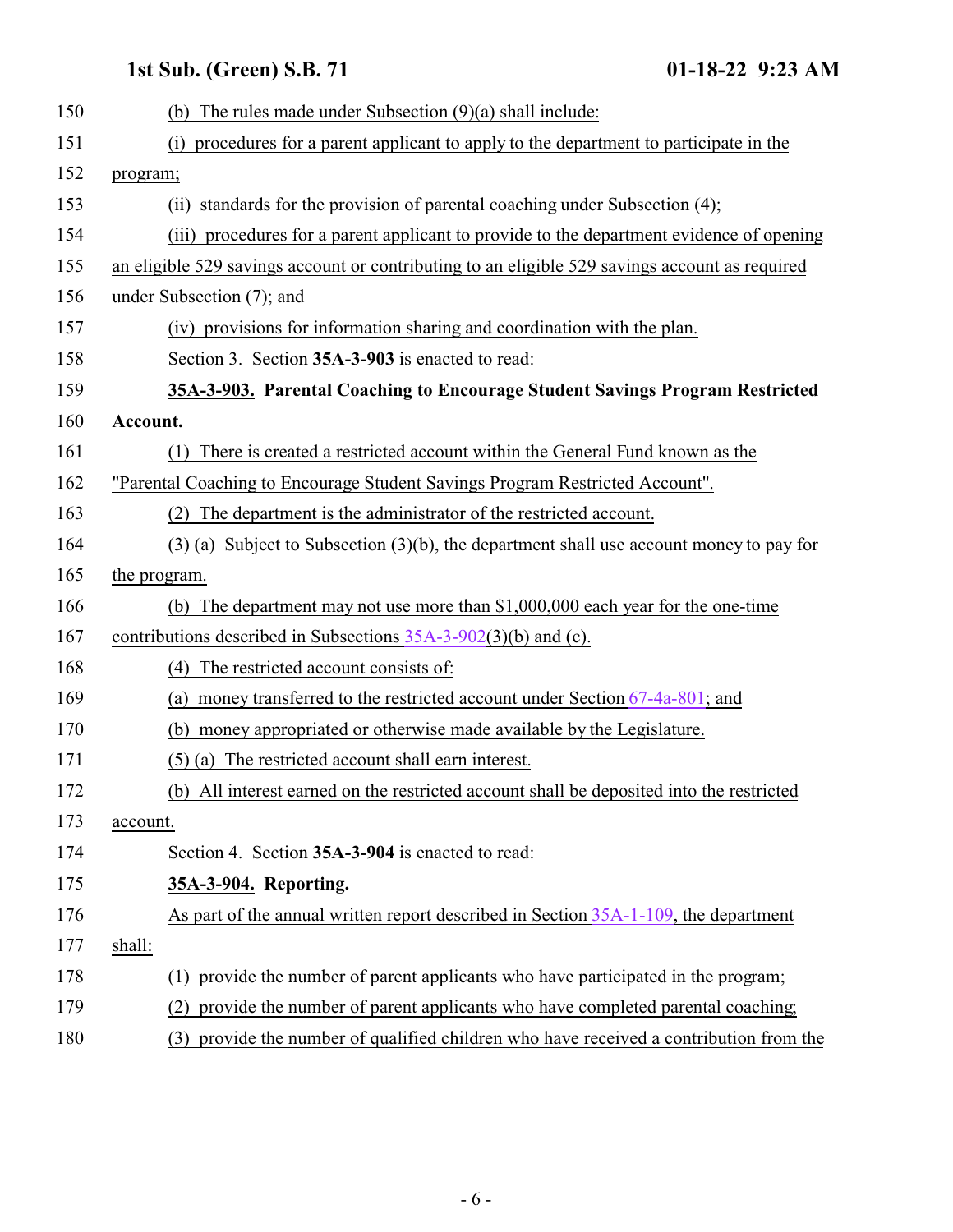(b) The rules made under Subsection (9)(a) shall include:

(i) procedures for a parent applicant to apply to the department to participate in the program;

(ii) standards for the provision of parental coaching under Subsection (4);

(iii) procedures for a parent applicant to provide to the department evidence of opening an eligible 529 savings account or contributing to an eligible 529 savings account as required under Subsection (7); and

(iv) provisions for information sharing and coordination with the plan.

Section 3. Section **35A-3-903** is enacted to read:

**35A-3-903. Parental Coaching to Encourage Student Savings Program Restricted Account.**

(1) There is created a restricted account within the General Fund known as the "Parental Coaching to Encourage Student Savings Program Restricted Account".

(2) The department is the administrator of the restricted account.

(3) (a) Subject to Subsection (3)(b), the department shall use account money to pay for the program.

(b) The department may not use more than $1,000,000 each year for the one-time contributions described in Subsections 35A-3-902(3)(b) and (c).

(4) The restricted account consists of:

(a) money transferred to the restricted account under Section 67-4a-801; and

(b) money appropriated or otherwise made available by the Legislature.

(5) (a) The restricted account shall earn interest.

(b) All interest earned on the restricted account shall be deposited into the restricted account.

Section 4. Section **35A-3-904** is enacted to read:

**35A-3-904. Reporting.**

As part of the annual written report described in Section 35A-1-109, the department shall:

(1) provide the number of parent applicants who have participated in the program;

(2) provide the number of parent applicants who have completed parental coaching;

(3) provide the number of qualified children who have received a contribution from the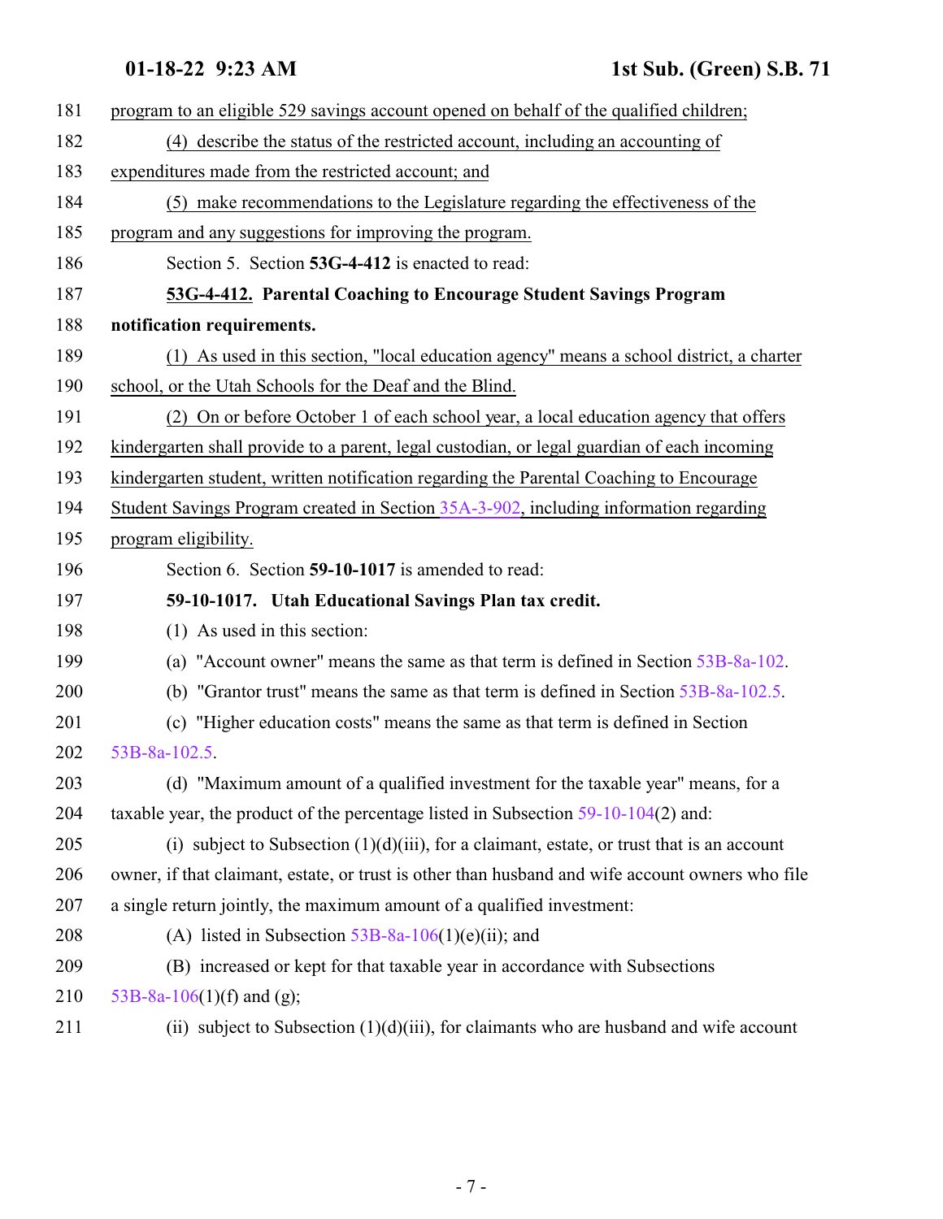program to an eligible 529 savings account opened on behalf of the qualified children;

(4) describe the status of the restricted account, including an accounting of expenditures made from the restricted account; and

(5) make recommendations to the Legislature regarding the effectiveness of the program and any suggestions for improving the program.

Section 5. Section **53G-4-412** is enacted to read:

**53G-4-412. Parental Coaching to Encourage Student Savings Program notification requirements.**

(1) As used in this section, "local education agency" means a school district, a charter school, or the Utah Schools for the Deaf and the Blind.

(2) On or before October 1 of each school year, a local education agency that offers kindergarten shall provide to a parent, legal custodian, or legal guardian of each incoming kindergarten student, written notification regarding the Parental Coaching to Encourage Student Savings Program created in Section 35A-3-902, including information regarding program eligibility.

Section 6. Section **59-10-1017** is amended to read:

**59-10-1017. Utah Educational Savings Plan tax credit.**

(1) As used in this section:

(a) "Account owner" means the same as that term is defined in Section 53B-8a-102.

(b) "Grantor trust" means the same as that term is defined in Section 53B-8a-102.5.

(c) "Higher education costs" means the same as that term is defined in Section 53B-8a-102.5.

(d) "Maximum amount of a qualified investment for the taxable year" means, for a taxable year, the product of the percentage listed in Subsection 59-10-104(2) and:

(i) subject to Subsection (1)(d)(iii), for a claimant, estate, or trust that is an account owner, if that claimant, estate, or trust is other than husband and wife account owners who file a single return jointly, the maximum amount of a qualified investment:

(A) listed in Subsection 53B-8a-106(1)(e)(ii); and

(B) increased or kept for that taxable year in accordance with Subsections 53B-8a-106(1)(f) and (g);

(ii) subject to Subsection (1)(d)(iii), for claimants who are husband and wife account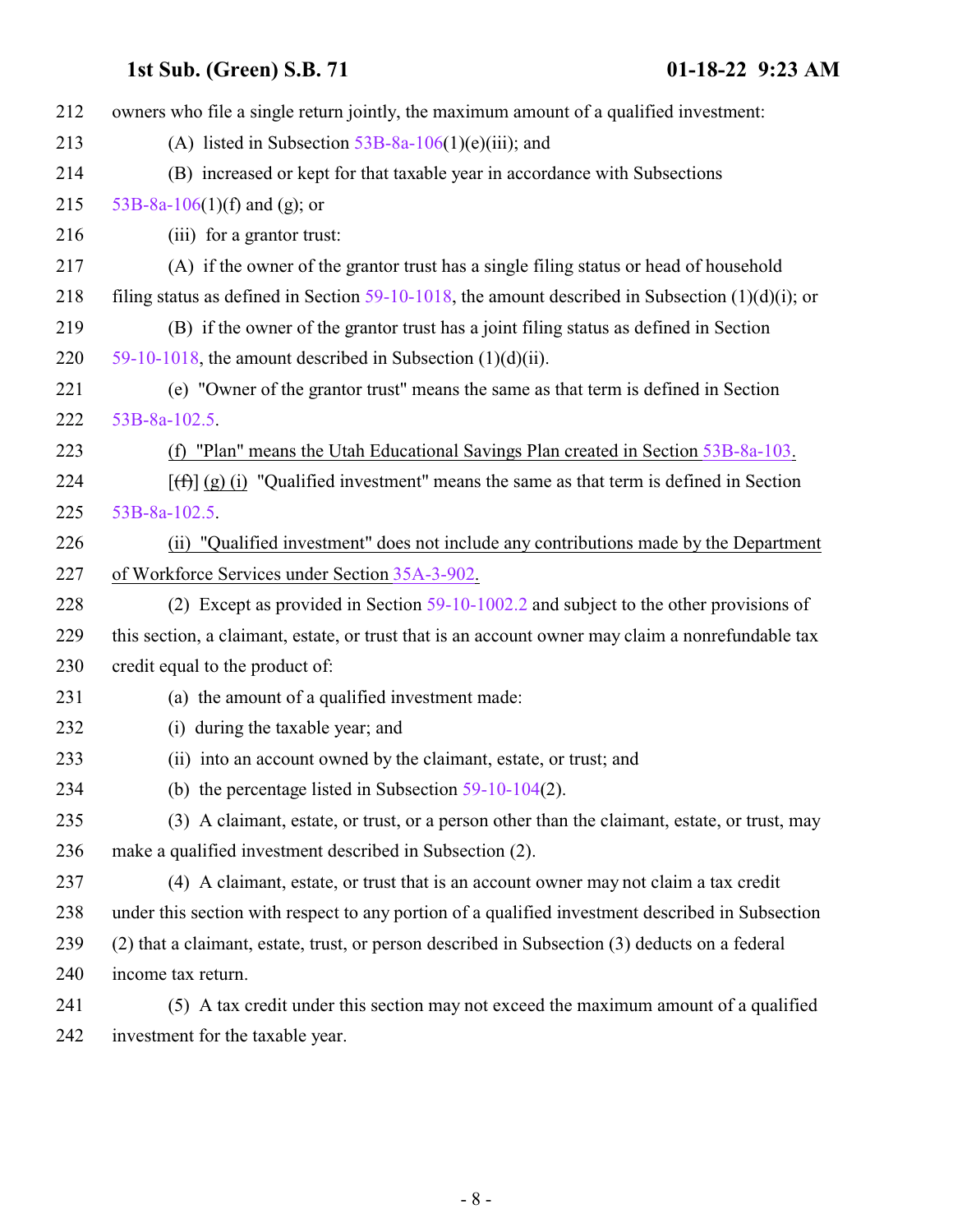212 owners who file a single return jointly, the maximum amount of a qualified investment:

213 (A) listed in Subsection 53B-8a-106(1)(e)(iii); and

214 (B) increased or kept for that taxable year in accordance with Subsections

215 53B-8a-106(1)(f) and (g); or

216 (iii) for a grantor trust:

217 (A) if the owner of the grantor trust has a single filing status or head of household

218 filing status as defined in Section 59-10-1018, the amount described in Subsection (1)(d)(i); or

219 (B) if the owner of the grantor trust has a joint filing status as defined in Section

220 59-10-1018, the amount described in Subsection (1)(d)(ii).

221 (e) "Owner of the grantor trust" means the same as that term is defined in Section

222 53B-8a-102.5.

223 <u>(f) "Plan" means the Utah Educational Savings Plan created in Section 53B-8a-103.</u>

224 [~~(f)~~] <u>(g) (i)</u> "Qualified investment" means the same as that term is defined in Section

225 53B-8a-102.5.

226 <u>(ii) "Qualified investment" does not include any contributions made by the Department</u>

227 <u>of Workforce Services under Section 35A-3-902.</u>

228 (2) Except as provided in Section 59-10-1002.2 and subject to the other provisions of

229 this section, a claimant, estate, or trust that is an account owner may claim a nonrefundable tax

230 credit equal to the product of:

231 (a) the amount of a qualified investment made:

232 (i) during the taxable year; and

233 (ii) into an account owned by the claimant, estate, or trust; and

234 (b) the percentage listed in Subsection 59-10-104(2).

235 (3) A claimant, estate, or trust, or a person other than the claimant, estate, or trust, may

236 make a qualified investment described in Subsection (2).

237 (4) A claimant, estate, or trust that is an account owner may not claim a tax credit

238 under this section with respect to any portion of a qualified investment described in Subsection

239 (2) that a claimant, estate, trust, or person described in Subsection (3) deducts on a federal

240 income tax return.

241 (5) A tax credit under this section may not exceed the maximum amount of a qualified

242 investment for the taxable year.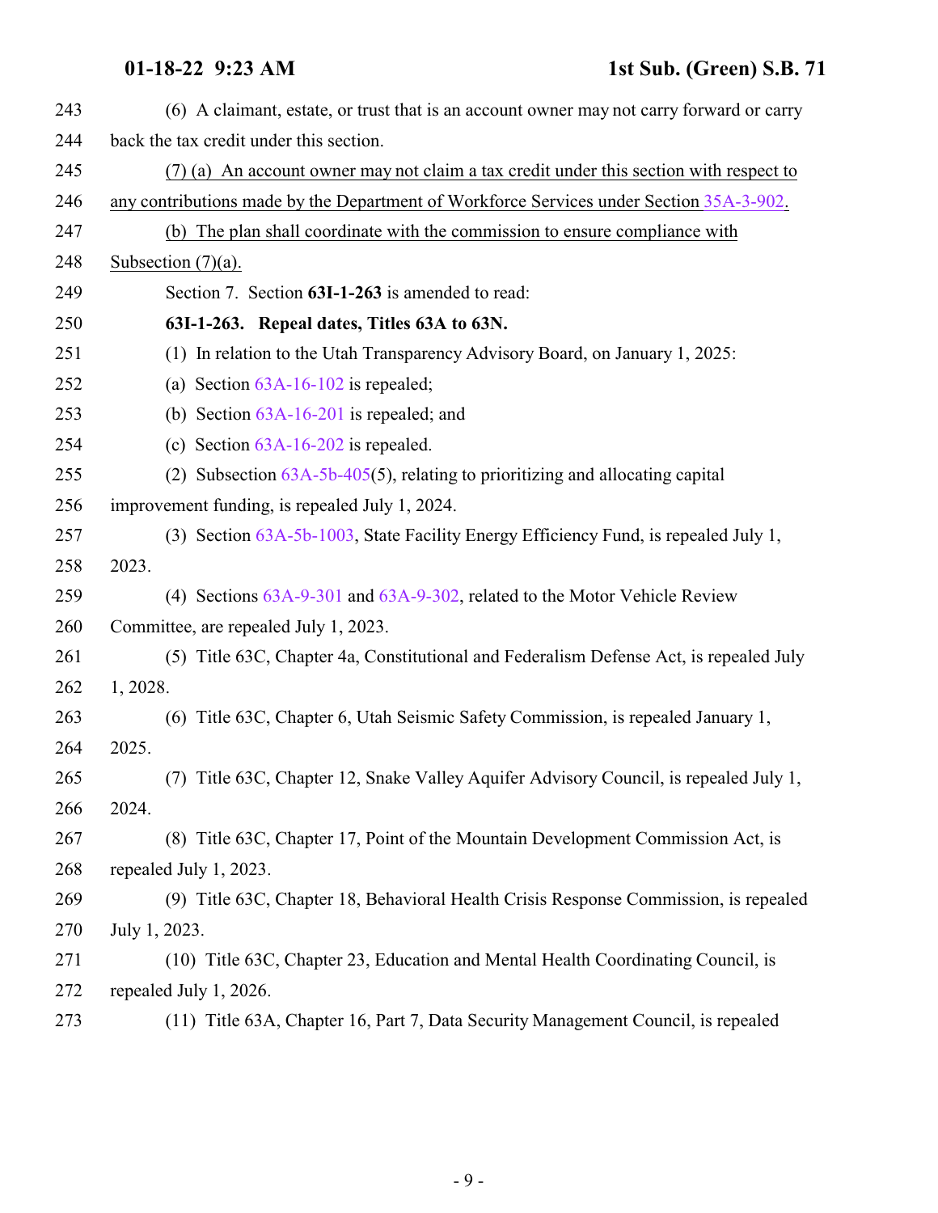(6) A claimant, estate, or trust that is an account owner may not carry forward or carry back the tax credit under this section.

(7) (a) An account owner may not claim a tax credit under this section with respect to any contributions made by the Department of Workforce Services under Section 35A-3-902.

(b) The plan shall coordinate with the commission to ensure compliance with Subsection (7)(a).

Section 7. Section **63I-1-263** is amended to read:

**63I-1-263. Repeal dates, Titles 63A to 63N.**

(1) In relation to the Utah Transparency Advisory Board, on January 1, 2025:

(a) Section 63A-16-102 is repealed;

(b) Section 63A-16-201 is repealed; and

(c) Section 63A-16-202 is repealed.

(2) Subsection 63A-5b-405(5), relating to prioritizing and allocating capital improvement funding, is repealed July 1, 2024.

(3) Section 63A-5b-1003, State Facility Energy Efficiency Fund, is repealed July 1, 2023.

(4) Sections 63A-9-301 and 63A-9-302, related to the Motor Vehicle Review Committee, are repealed July 1, 2023.

(5) Title 63C, Chapter 4a, Constitutional and Federalism Defense Act, is repealed July 1, 2028.

(6) Title 63C, Chapter 6, Utah Seismic Safety Commission, is repealed January 1, 2025.

(7) Title 63C, Chapter 12, Snake Valley Aquifer Advisory Council, is repealed July 1, 2024.

(8) Title 63C, Chapter 17, Point of the Mountain Development Commission Act, is repealed July 1, 2023.

(9) Title 63C, Chapter 18, Behavioral Health Crisis Response Commission, is repealed July 1, 2023.

(10) Title 63C, Chapter 23, Education and Mental Health Coordinating Council, is repealed July 1, 2026.

(11) Title 63A, Chapter 16, Part 7, Data Security Management Council, is repealed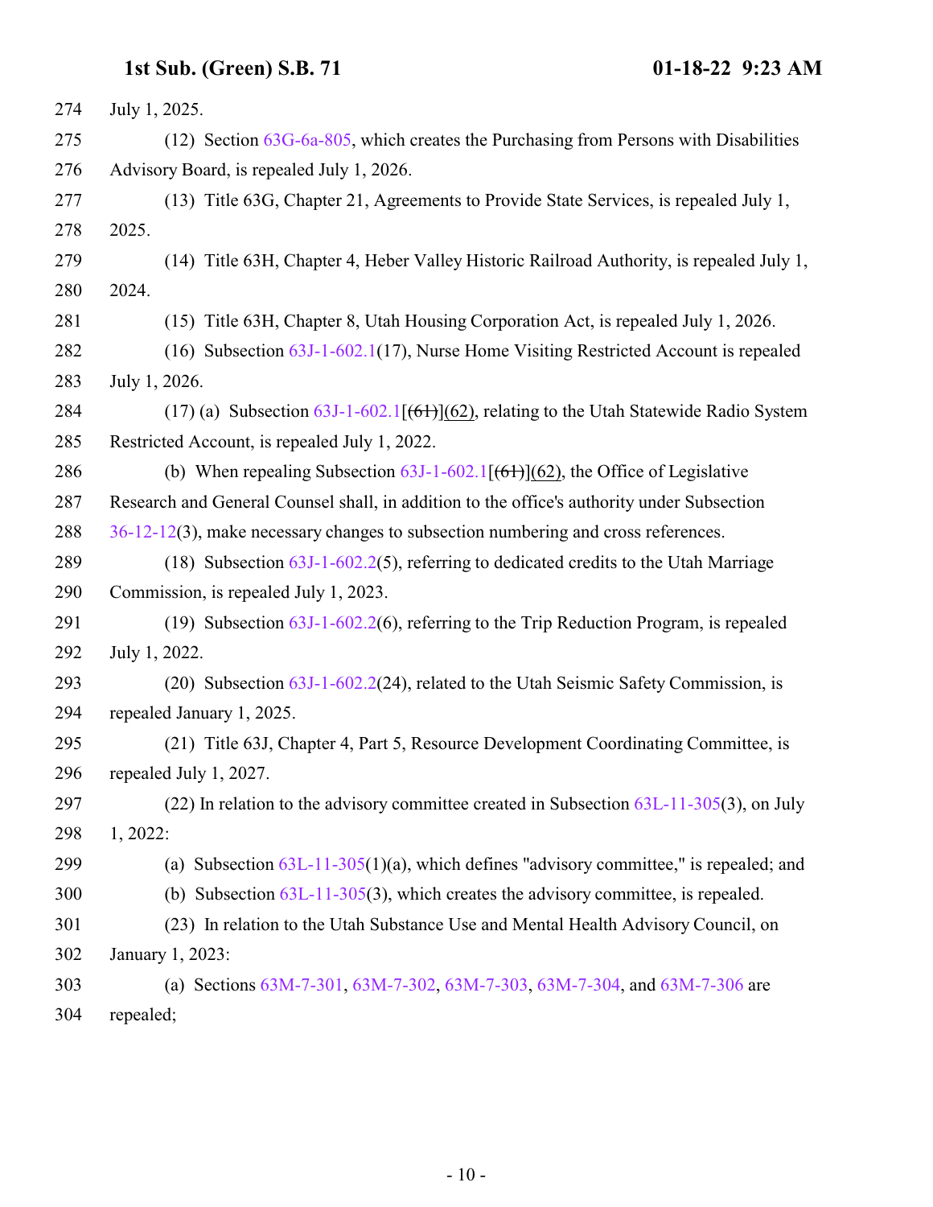July 1, 2025.

(12) Section 63G-6a-805, which creates the Purchasing from Persons with Disabilities Advisory Board, is repealed July 1, 2026.

(13) Title 63G, Chapter 21, Agreements to Provide State Services, is repealed July 1, 2025.

(14) Title 63H, Chapter 4, Heber Valley Historic Railroad Authority, is repealed July 1, 2024.

(15) Title 63H, Chapter 8, Utah Housing Corporation Act, is repealed July 1, 2026.

(16) Subsection 63J-1-602.1(17), Nurse Home Visiting Restricted Account is repealed July 1, 2026.

(17) (a) Subsection 63J-1-602.1[~~(61)~~](62), relating to the Utah Statewide Radio System Restricted Account, is repealed July 1, 2022.

(b) When repealing Subsection 63J-1-602.1[~~(61)~~](62), the Office of Legislative Research and General Counsel shall, in addition to the office's authority under Subsection 36-12-12(3), make necessary changes to subsection numbering and cross references.

(18) Subsection 63J-1-602.2(5), referring to dedicated credits to the Utah Marriage Commission, is repealed July 1, 2023.

(19) Subsection 63J-1-602.2(6), referring to the Trip Reduction Program, is repealed July 1, 2022.

(20) Subsection 63J-1-602.2(24), related to the Utah Seismic Safety Commission, is repealed January 1, 2025.

(21) Title 63J, Chapter 4, Part 5, Resource Development Coordinating Committee, is repealed July 1, 2027.

(22) In relation to the advisory committee created in Subsection 63L-11-305(3), on July 1, 2022:

(a) Subsection 63L-11-305(1)(a), which defines "advisory committee," is repealed; and

(b) Subsection 63L-11-305(3), which creates the advisory committee, is repealed.

(23) In relation to the Utah Substance Use and Mental Health Advisory Council, on January 1, 2023:

(a) Sections 63M-7-301, 63M-7-302, 63M-7-303, 63M-7-304, and 63M-7-306 are repealed;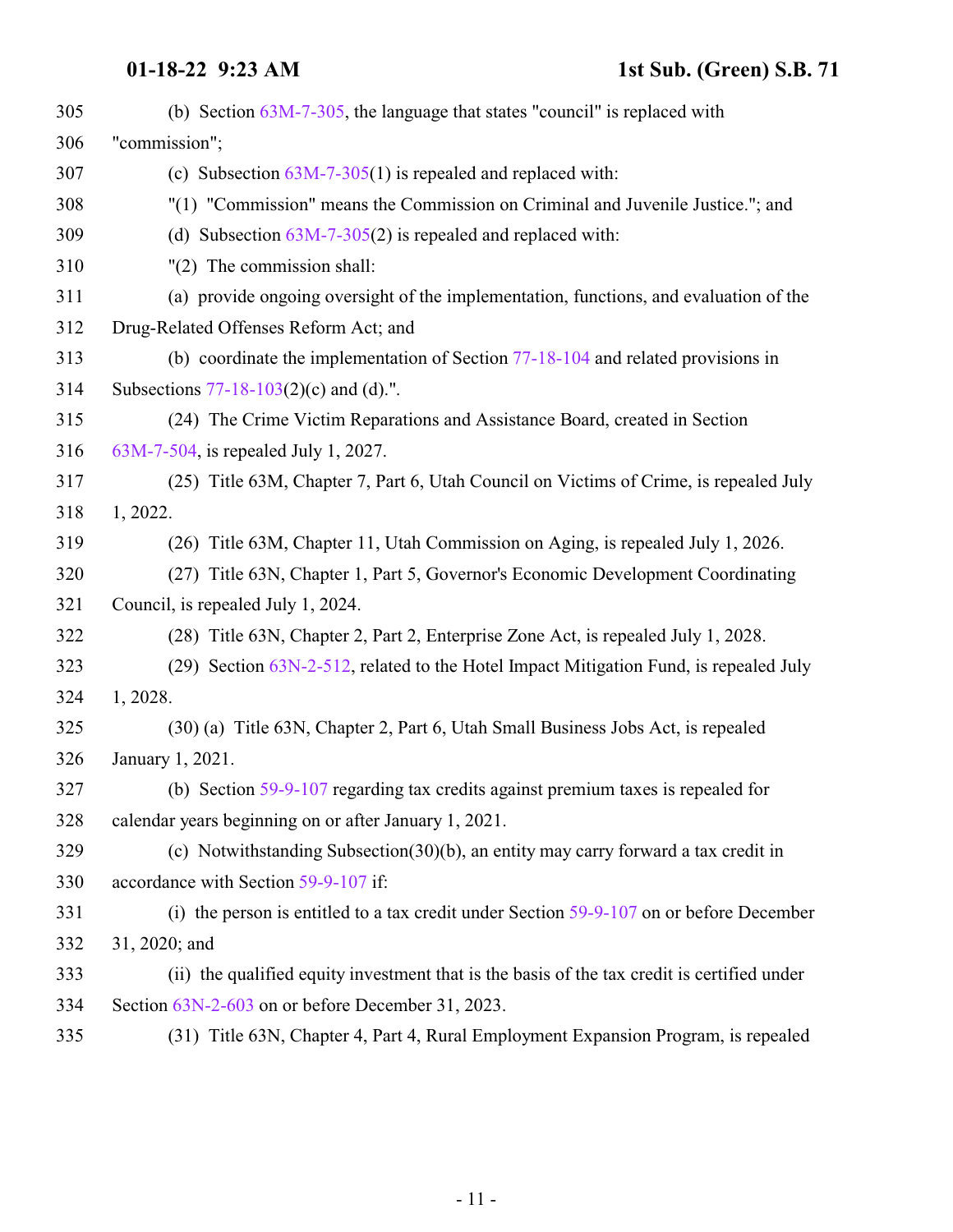(b) Section 63M-7-305, the language that states "council" is replaced with "commission";

(c) Subsection 63M-7-305(1) is repealed and replaced with:

"(1) "Commission" means the Commission on Criminal and Juvenile Justice."; and

(d) Subsection 63M-7-305(2) is repealed and replaced with:

"(2) The commission shall:

(a) provide ongoing oversight of the implementation, functions, and evaluation of the Drug-Related Offenses Reform Act; and

(b) coordinate the implementation of Section 77-18-104 and related provisions in Subsections 77-18-103(2)(c) and (d).".

(24) The Crime Victim Reparations and Assistance Board, created in Section 63M-7-504, is repealed July 1, 2027.

(25) Title 63M, Chapter 7, Part 6, Utah Council on Victims of Crime, is repealed July 1, 2022.

(26) Title 63M, Chapter 11, Utah Commission on Aging, is repealed July 1, 2026.

(27) Title 63N, Chapter 1, Part 5, Governor's Economic Development Coordinating Council, is repealed July 1, 2024.

(28) Title 63N, Chapter 2, Part 2, Enterprise Zone Act, is repealed July 1, 2028.

(29) Section 63N-2-512, related to the Hotel Impact Mitigation Fund, is repealed July 1, 2028.

(30) (a) Title 63N, Chapter 2, Part 6, Utah Small Business Jobs Act, is repealed January 1, 2021.

(b) Section 59-9-107 regarding tax credits against premium taxes is repealed for calendar years beginning on or after January 1, 2021.

(c) Notwithstanding Subsection(30)(b), an entity may carry forward a tax credit in accordance with Section 59-9-107 if:

(i) the person is entitled to a tax credit under Section 59-9-107 on or before December 31, 2020; and

(ii) the qualified equity investment that is the basis of the tax credit is certified under Section 63N-2-603 on or before December 31, 2023.

(31) Title 63N, Chapter 4, Part 4, Rural Employment Expansion Program, is repealed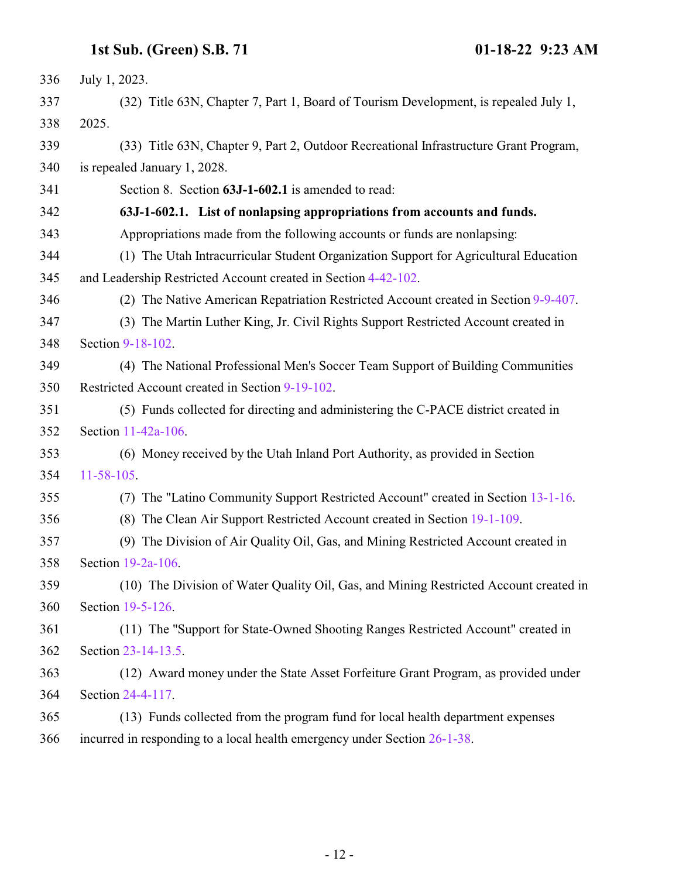July 1, 2023.

(32) Title 63N, Chapter 7, Part 1, Board of Tourism Development, is repealed July 1, 2025.

(33) Title 63N, Chapter 9, Part 2, Outdoor Recreational Infrastructure Grant Program, is repealed January 1, 2028.

Section 8. Section **63J-1-602.1** is amended to read:

**63J-1-602.1. List of nonlapsing appropriations from accounts and funds.**

Appropriations made from the following accounts or funds are nonlapsing:

(1) The Utah Intracurricular Student Organization Support for Agricultural Education and Leadership Restricted Account created in Section 4-42-102.

(2) The Native American Repatriation Restricted Account created in Section 9-9-407.

(3) The Martin Luther King, Jr. Civil Rights Support Restricted Account created in Section 9-18-102.

(4) The National Professional Men's Soccer Team Support of Building Communities Restricted Account created in Section 9-19-102.

(5) Funds collected for directing and administering the C-PACE district created in Section 11-42a-106.

(6) Money received by the Utah Inland Port Authority, as provided in Section 11-58-105.

(7) The "Latino Community Support Restricted Account" created in Section 13-1-16.

(8) The Clean Air Support Restricted Account created in Section 19-1-109.

(9) The Division of Air Quality Oil, Gas, and Mining Restricted Account created in Section 19-2a-106.

(10) The Division of Water Quality Oil, Gas, and Mining Restricted Account created in Section 19-5-126.

(11) The "Support for State-Owned Shooting Ranges Restricted Account" created in Section 23-14-13.5.

(12) Award money under the State Asset Forfeiture Grant Program, as provided under Section 24-4-117.

(13) Funds collected from the program fund for local health department expenses incurred in responding to a local health emergency under Section 26-1-38.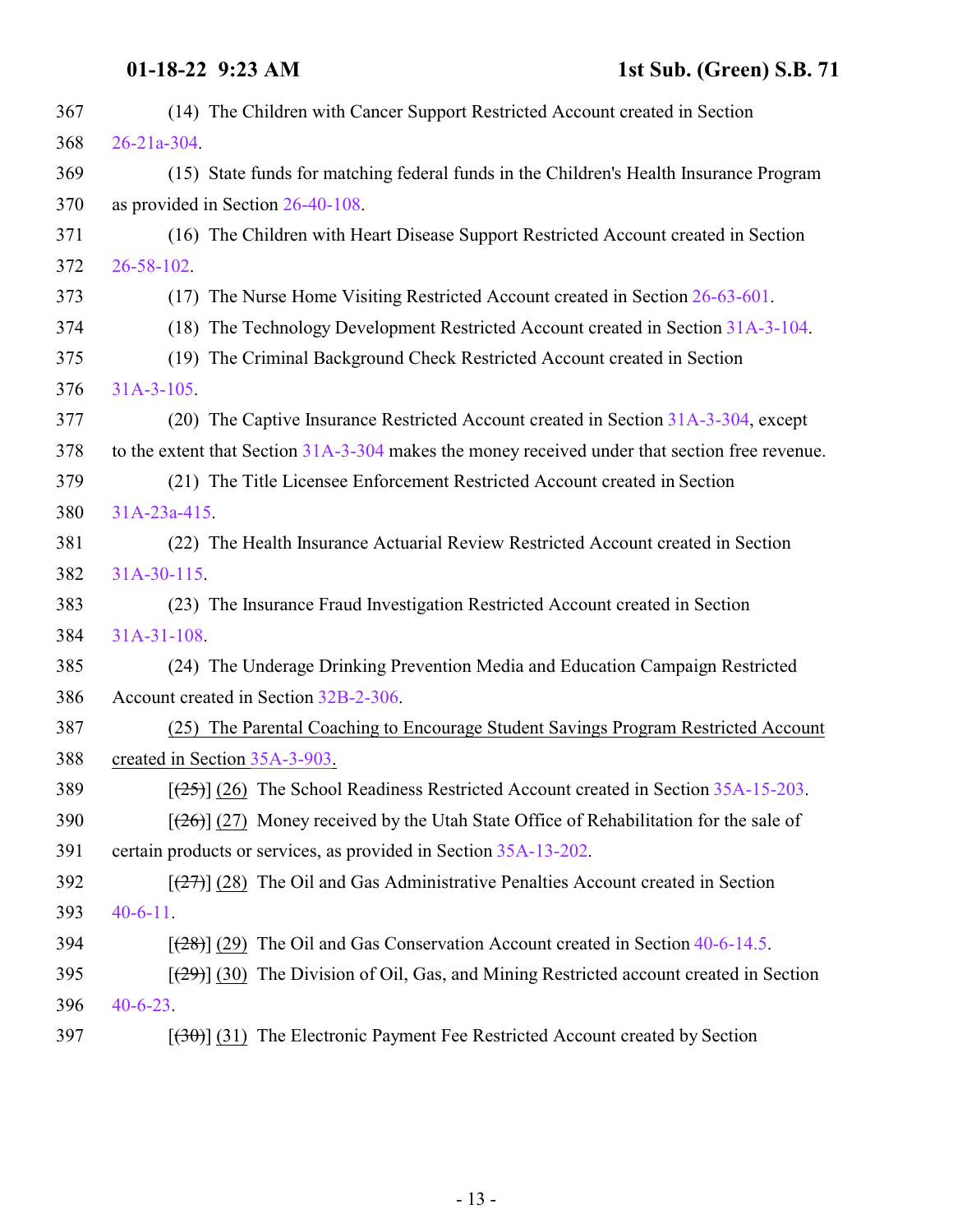(14) The Children with Cancer Support Restricted Account created in Section 26-21a-304.

(15) State funds for matching federal funds in the Children's Health Insurance Program as provided in Section 26-40-108.

(16) The Children with Heart Disease Support Restricted Account created in Section 26-58-102.

(17) The Nurse Home Visiting Restricted Account created in Section 26-63-601.

(18) The Technology Development Restricted Account created in Section 31A-3-104.

(19) The Criminal Background Check Restricted Account created in Section 31A-3-105.

(20) The Captive Insurance Restricted Account created in Section 31A-3-304, except to the extent that Section 31A-3-304 makes the money received under that section free revenue.

(21) The Title Licensee Enforcement Restricted Account created in Section 31A-23a-415.

(22) The Health Insurance Actuarial Review Restricted Account created in Section 31A-30-115.

(23) The Insurance Fraud Investigation Restricted Account created in Section 31A-31-108.

(24) The Underage Drinking Prevention Media and Education Campaign Restricted Account created in Section 32B-2-306.

(25) The Parental Coaching to Encourage Student Savings Program Restricted Account created in Section 35A-3-903.

[~~(25)~~] (26) The School Readiness Restricted Account created in Section 35A-15-203.

[~~(26)~~] (27) Money received by the Utah State Office of Rehabilitation for the sale of certain products or services, as provided in Section 35A-13-202.

[~~(27)~~] (28) The Oil and Gas Administrative Penalties Account created in Section 40-6-11.

[~~(28)~~] (29) The Oil and Gas Conservation Account created in Section 40-6-14.5.

[~~(29)~~] (30) The Division of Oil, Gas, and Mining Restricted account created in Section 40-6-23.

[~~(30)~~] (31) The Electronic Payment Fee Restricted Account created by Section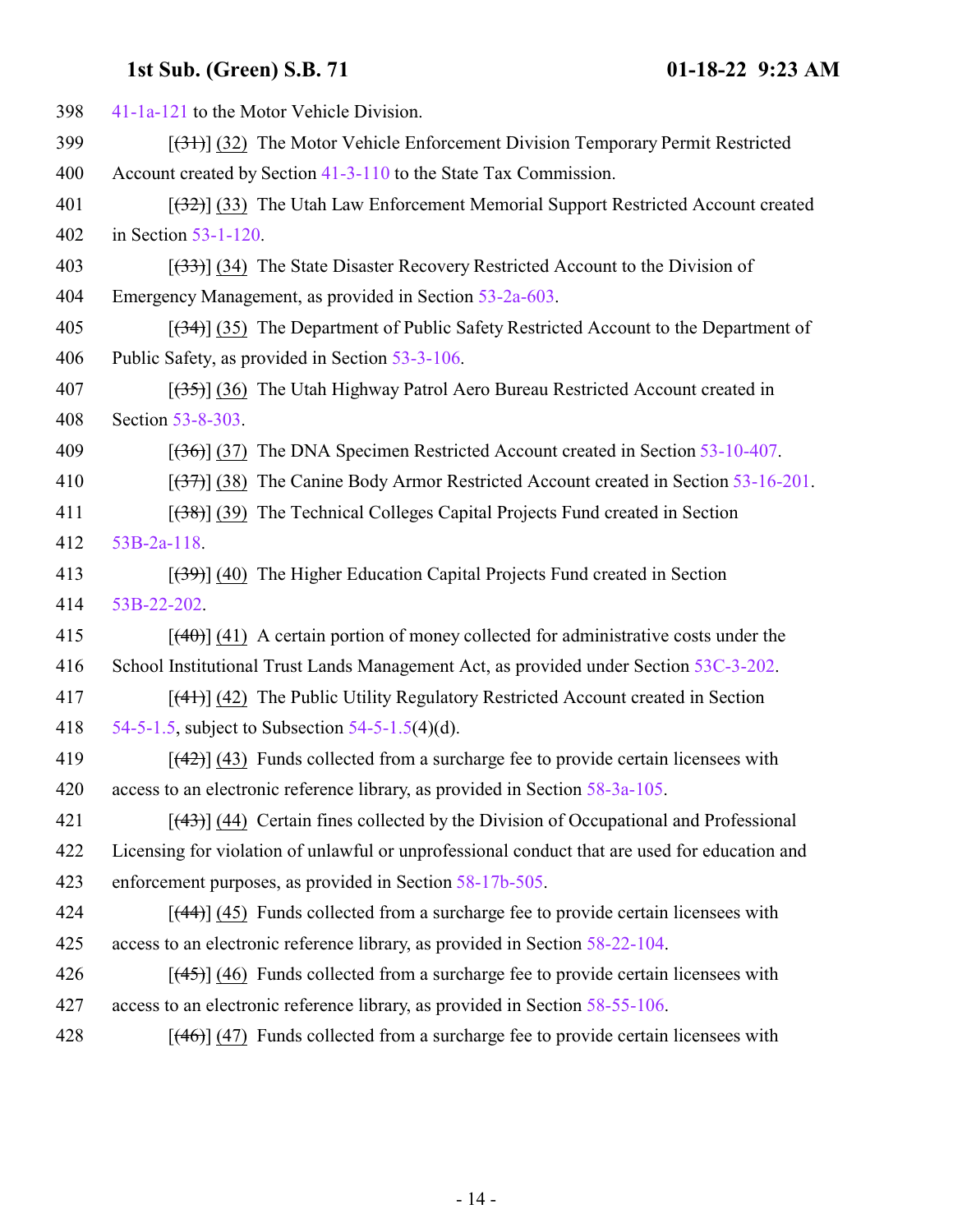398 41-1a-121 to the Motor Vehicle Division.

399 [~~(31)~~] (32) The Motor Vehicle Enforcement Division Temporary Permit Restricted

400 Account created by Section 41-3-110 to the State Tax Commission.

401 [~~(32)~~] (33) The Utah Law Enforcement Memorial Support Restricted Account created

402 in Section 53-1-120.

403 [~~(33)~~] (34) The State Disaster Recovery Restricted Account to the Division of

404 Emergency Management, as provided in Section 53-2a-603.

405 [~~(34)~~] (35) The Department of Public Safety Restricted Account to the Department of

406 Public Safety, as provided in Section 53-3-106.

407 [~~(35)~~] (36) The Utah Highway Patrol Aero Bureau Restricted Account created in

408 Section 53-8-303.

409 [~~(36)~~] (37) The DNA Specimen Restricted Account created in Section 53-10-407.

410 [~~(37)~~] (38) The Canine Body Armor Restricted Account created in Section 53-16-201.

411 [~~(38)~~] (39) The Technical Colleges Capital Projects Fund created in Section

412 53B-2a-118.

413 [~~(39)~~] (40) The Higher Education Capital Projects Fund created in Section

414 53B-22-202.

415 [~~(40)~~] (41) A certain portion of money collected for administrative costs under the

416 School Institutional Trust Lands Management Act, as provided under Section 53C-3-202.

417 [~~(41)~~] (42) The Public Utility Regulatory Restricted Account created in Section

418 54-5-1.5, subject to Subsection 54-5-1.5(4)(d).

419 [~~(42)~~] (43) Funds collected from a surcharge fee to provide certain licensees with

420 access to an electronic reference library, as provided in Section 58-3a-105.

421 [~~(43)~~] (44) Certain fines collected by the Division of Occupational and Professional

422 Licensing for violation of unlawful or unprofessional conduct that are used for education and

423 enforcement purposes, as provided in Section 58-17b-505.

424 [~~(44)~~] (45) Funds collected from a surcharge fee to provide certain licensees with

425 access to an electronic reference library, as provided in Section 58-22-104.

426 [~~(45)~~] (46) Funds collected from a surcharge fee to provide certain licensees with

427 access to an electronic reference library, as provided in Section 58-55-106.

428 [~~(46)~~] (47) Funds collected from a surcharge fee to provide certain licensees with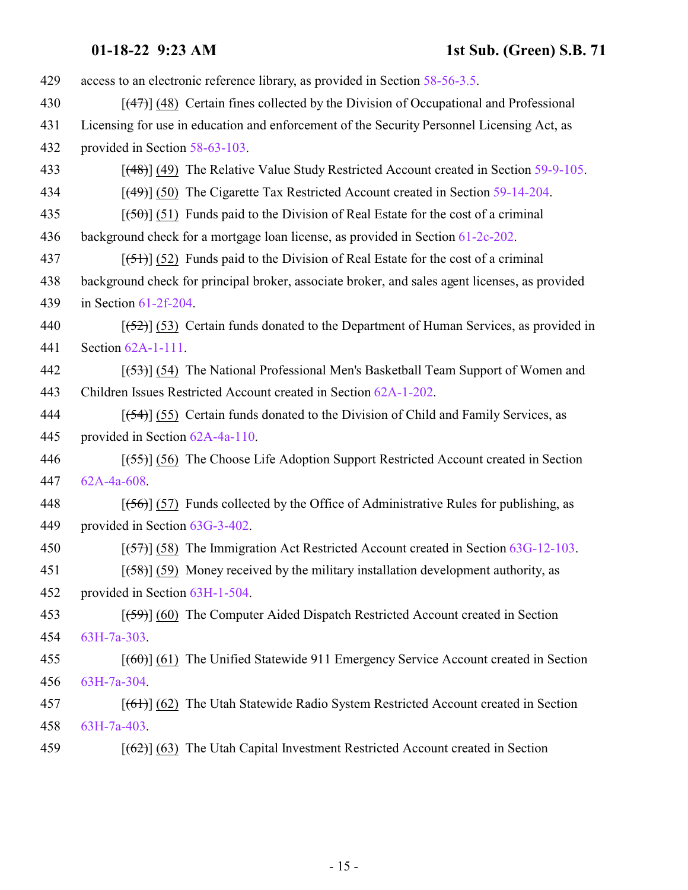429 access to an electronic reference library, as provided in Section 58-56-3.5.

430 [~~(47)~~] (48) Certain fines collected by the Division of Occupational and Professional

431 Licensing for use in education and enforcement of the Security Personnel Licensing Act, as

432 provided in Section 58-63-103.

433 [~~(48)~~] (49) The Relative Value Study Restricted Account created in Section 59-9-105.

434 [~~(49)~~] (50) The Cigarette Tax Restricted Account created in Section 59-14-204.

435 [~~(50)~~] (51) Funds paid to the Division of Real Estate for the cost of a criminal

436 background check for a mortgage loan license, as provided in Section 61-2c-202.

437 [~~(51)~~] (52) Funds paid to the Division of Real Estate for the cost of a criminal

438 background check for principal broker, associate broker, and sales agent licenses, as provided

439 in Section 61-2f-204.

440 [~~(52)~~] (53) Certain funds donated to the Department of Human Services, as provided in

441 Section 62A-1-111.

442 [~~(53)~~] (54) The National Professional Men's Basketball Team Support of Women and

443 Children Issues Restricted Account created in Section 62A-1-202.

444 [~~(54)~~] (55) Certain funds donated to the Division of Child and Family Services, as

445 provided in Section 62A-4a-110.

446 [~~(55)~~] (56) The Choose Life Adoption Support Restricted Account created in Section

447 62A-4a-608.

448 [~~(56)~~] (57) Funds collected by the Office of Administrative Rules for publishing, as

449 provided in Section 63G-3-402.

450 [~~(57)~~] (58) The Immigration Act Restricted Account created in Section 63G-12-103.

451 [~~(58)~~] (59) Money received by the military installation development authority, as

452 provided in Section 63H-1-504.

453 [~~(59)~~] (60) The Computer Aided Dispatch Restricted Account created in Section

454 63H-7a-303.

455 [~~(60)~~] (61) The Unified Statewide 911 Emergency Service Account created in Section

456 63H-7a-304.

457 [~~(61)~~] (62) The Utah Statewide Radio System Restricted Account created in Section

458 63H-7a-403.

459 [~~(62)~~] (63) The Utah Capital Investment Restricted Account created in Section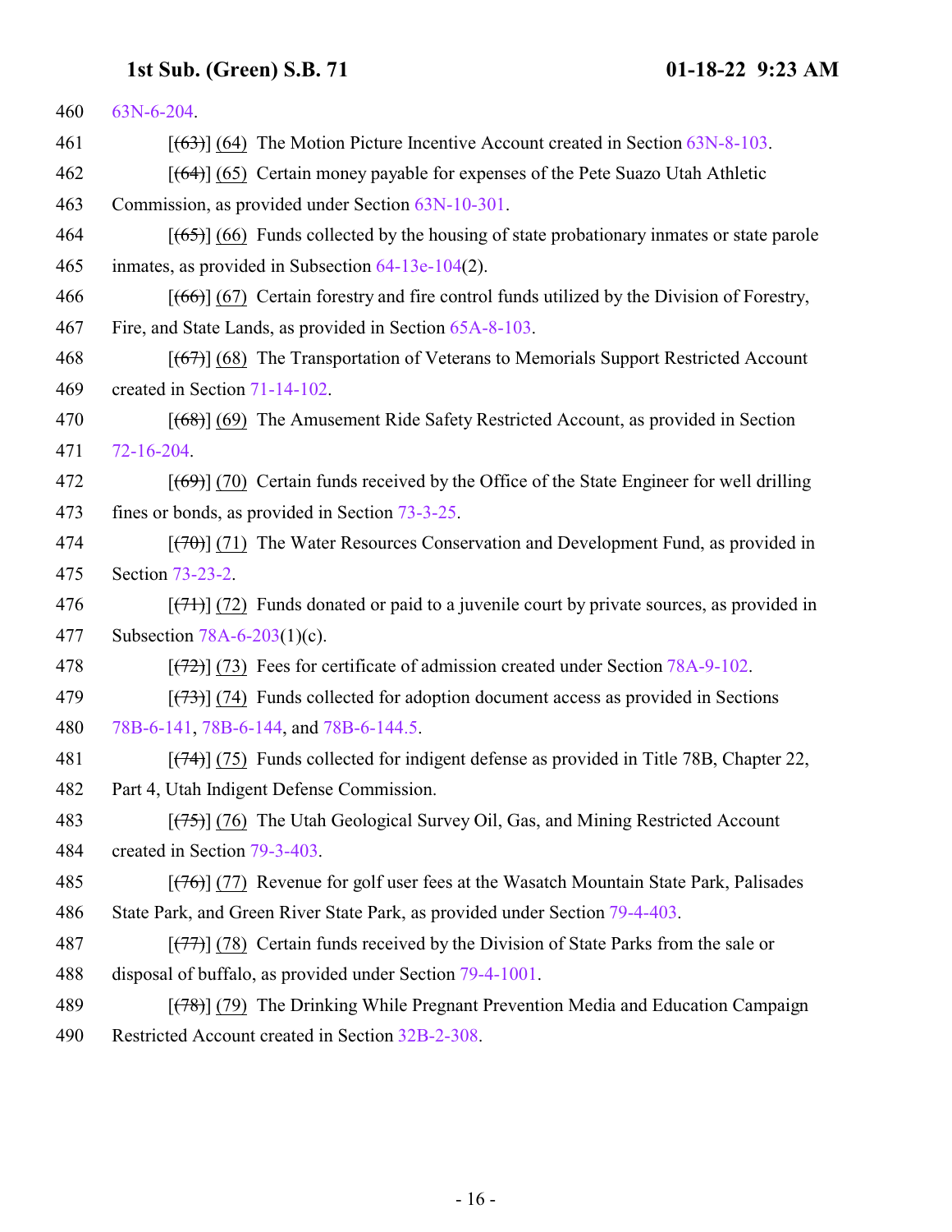63N-6-204.

[~~(63)~~] (64) The Motion Picture Incentive Account created in Section 63N-8-103.

[~~(64)~~] (65) Certain money payable for expenses of the Pete Suazo Utah Athletic Commission, as provided under Section 63N-10-301.

[~~(65)~~] (66) Funds collected by the housing of state probationary inmates or state parole inmates, as provided in Subsection 64-13e-104(2).

[~~(66)~~] (67) Certain forestry and fire control funds utilized by the Division of Forestry, Fire, and State Lands, as provided in Section 65A-8-103.

[~~(67)~~] (68) The Transportation of Veterans to Memorials Support Restricted Account created in Section 71-14-102.

[~~(68)~~] (69) The Amusement Ride Safety Restricted Account, as provided in Section 72-16-204.

[~~(69)~~] (70) Certain funds received by the Office of the State Engineer for well drilling fines or bonds, as provided in Section 73-3-25.

[~~(70)~~] (71) The Water Resources Conservation and Development Fund, as provided in Section 73-23-2.

[~~(71)~~] (72) Funds donated or paid to a juvenile court by private sources, as provided in Subsection 78A-6-203(1)(c).

[~~(72)~~] (73) Fees for certificate of admission created under Section 78A-9-102.

[~~(73)~~] (74) Funds collected for adoption document access as provided in Sections 78B-6-141, 78B-6-144, and 78B-6-144.5.

[~~(74)~~] (75) Funds collected for indigent defense as provided in Title 78B, Chapter 22, Part 4, Utah Indigent Defense Commission.

[~~(75)~~] (76) The Utah Geological Survey Oil, Gas, and Mining Restricted Account created in Section 79-3-403.

[~~(76)~~] (77) Revenue for golf user fees at the Wasatch Mountain State Park, Palisades State Park, and Green River State Park, as provided under Section 79-4-403.

[~~(77)~~] (78) Certain funds received by the Division of State Parks from the sale or disposal of buffalo, as provided under Section 79-4-1001.

[~~(78)~~] (79) The Drinking While Pregnant Prevention Media and Education Campaign Restricted Account created in Section 32B-2-308.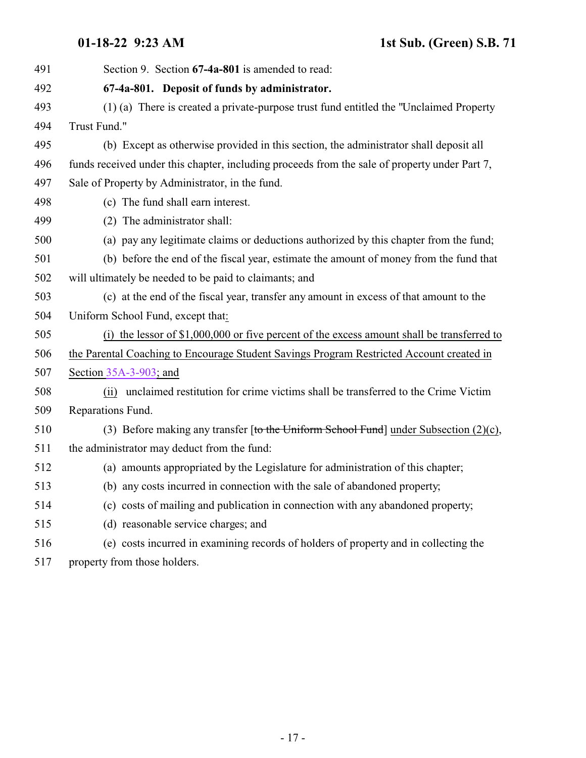Section 9. Section **67-4a-801** is amended to read:

**67-4a-801. Deposit of funds by administrator.**

(1) (a) There is created a private-purpose trust fund entitled the "Unclaimed Property Trust Fund."

(b) Except as otherwise provided in this section, the administrator shall deposit all funds received under this chapter, including proceeds from the sale of property under Part 7, Sale of Property by Administrator, in the fund.

(c) The fund shall earn interest.

(2) The administrator shall:

(a) pay any legitimate claims or deductions authorized by this chapter from the fund;

(b) before the end of the fiscal year, estimate the amount of money from the fund that will ultimately be needed to be paid to claimants; and

(c) at the end of the fiscal year, transfer any amount in excess of that amount to the Uniform School Fund, except that:

(i) the lessor of $1,000,000 or five percent of the excess amount shall be transferred to the Parental Coaching to Encourage Student Savings Program Restricted Account created in Section 35A-3-903; and

(ii) unclaimed restitution for crime victims shall be transferred to the Crime Victim Reparations Fund.

(3) Before making any transfer [~~to the Uniform School Fund~~] under Subsection (2)(c), the administrator may deduct from the fund:

(a) amounts appropriated by the Legislature for administration of this chapter;

(b) any costs incurred in connection with the sale of abandoned property;

(c) costs of mailing and publication in connection with any abandoned property;

(d) reasonable service charges; and

(e) costs incurred in examining records of holders of property and in collecting the property from those holders.